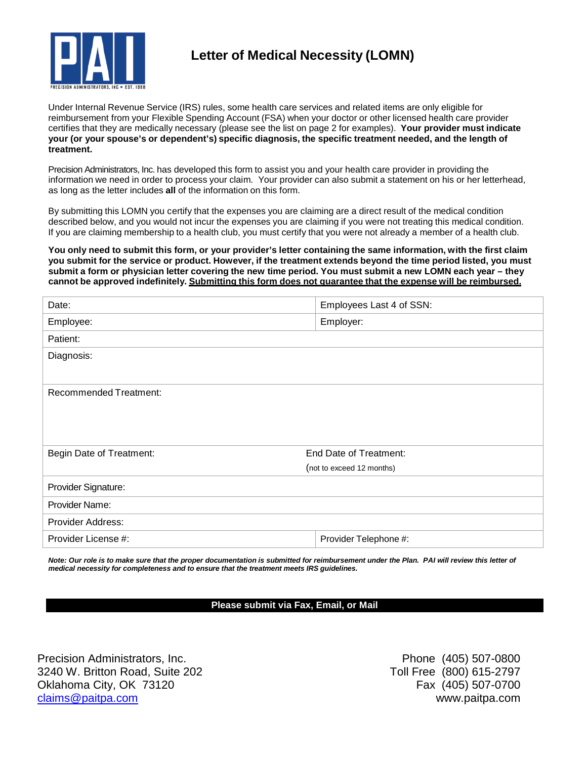# Letter of Medical Necessity (LOMN)

Under Internal Revenue Service (IRS) rules, some health care services and related items are only eligible for reimbursement from your Flexible Spending Account (FSA) when your doctor or other licensed health care provider certifies that they are medically necessary (please see the list on page 2 for examples). **Your provider must indicate your (or your spouse's or dependent's) specific diagnosis, the specific treatment needed, and the length of treatment.**

Precision Administrators, Inc. has developed this form to assist you and your health care provider in providing the information we need in order to process your claim. Your provider can also submit a statement on his or her letterhead, as long as the letter includes **all** of the information on this form.

By submitting this LOMN you certify that the expenses you are claiming are a direct result of the medical condition described below, and you would not incur the expenses you are claiming if you were not treating this medical condition. If you are claiming membership to a health club, you must certify that you were not already a member of a health club.

**You only need to submit this form, or your provider's letter containing the same information, with the first claim you submit for the service or product. However, if the treatment extends beyond the time period listed, you must submit a form or physician letter covering the new time period. You must submit a new LOMN each year – they cannot be approved indefinitely. <u>Submitting this form does not guarantee that the expense will be reimbursed.</u>**

| Date: | Employees Last 4 of SSN: |
|---|---|
| Employee: | Employer: |
| Patient: | |
| Diagnosis: | |
| Recommended Treatment: | |
| Begin Date of Treatment: | End Date of Treatment: (not to exceed 12 months) |
| Provider Signature: | |
| Provider Name: | |
| Provider Address: | |
| Provider License #: | Provider Telephone #: |

***Note: Our role is to make sure that the proper documentation is submitted for reimbursement under the Plan. PAI will review this letter of medical necessity for completeness and to ensure that the treatment meets IRS guidelines.***

**Please submit via Fax, Email, or Mail**

Precision Administrators, Inc.
3240 W. Britton Road, Suite 202
Oklahoma City, OK 73120
claims@paitpa.com

Phone (405) 507-0800
Toll Free (800) 615-2797
Fax (405) 507-0700
www.paitpa.com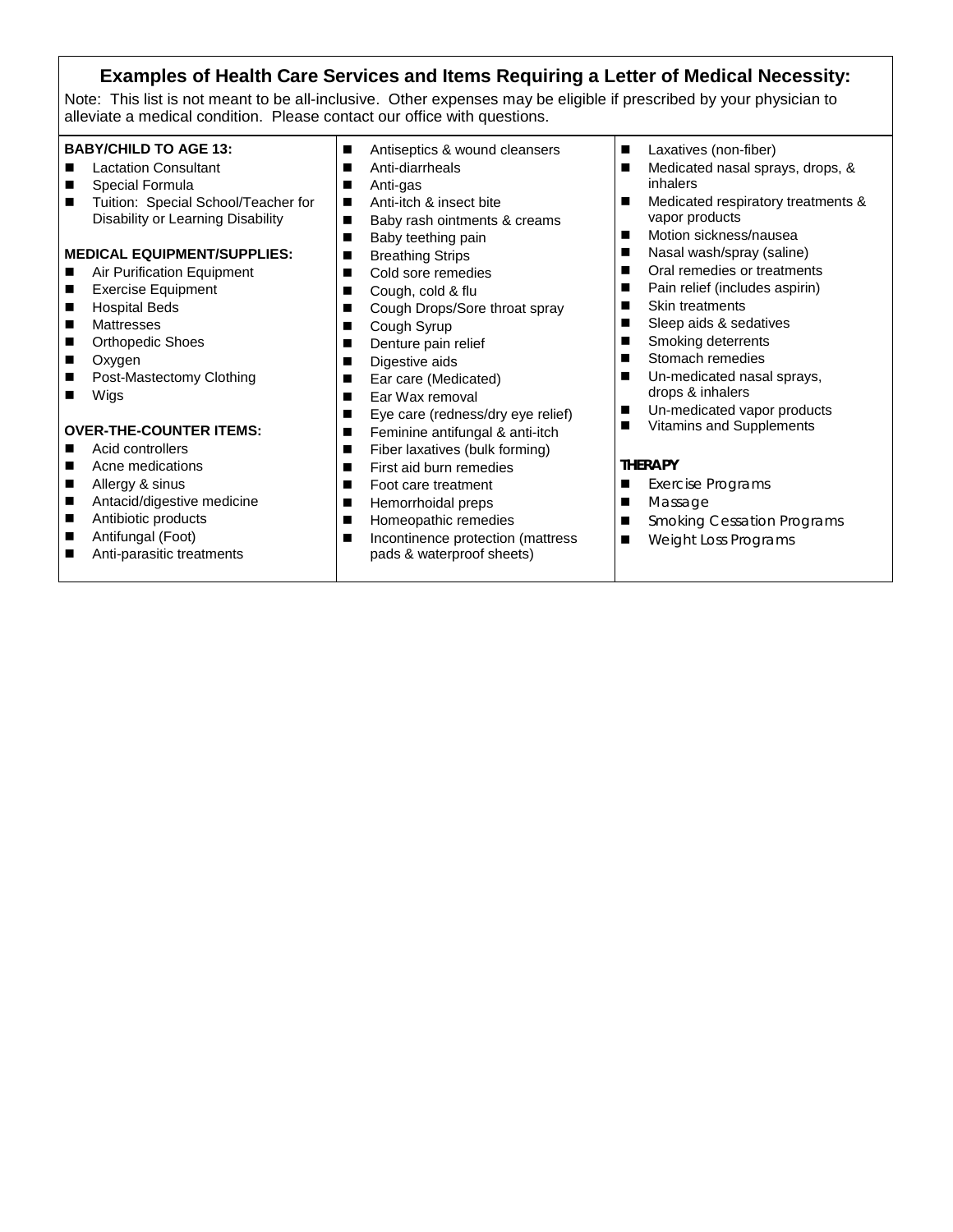## Examples of Health Care Services and Items Requiring a Letter of Medical Necessity:

Note: This list is not meant to be all-inclusive. Other expenses may be eligible if prescribed by your physician to alleviate a medical condition. Please contact our office with questions.

**BABY/CHILD TO AGE 13:**

- Lactation Consultant
- Special Formula
- Tuition: Special School/Teacher for Disability or Learning Disability

**MEDICAL EQUIPMENT/SUPPLIES:**

- Air Purification Equipment
- Exercise Equipment
- Hospital Beds
- Mattresses
- Orthopedic Shoes
- Oxygen
- Post-Mastectomy Clothing
- Wigs

**OVER-THE-COUNTER ITEMS:**

- Acid controllers
- Acne medications
- Allergy & sinus
- Antacid/digestive medicine
- Antibiotic products
- Antifungal (Foot)
- Anti-parasitic treatments
- Antiseptics & wound cleansers
- Anti-diarrheals
- Anti-gas
- Anti-itch & insect bite
- Baby rash ointments & creams
- Baby teething pain
- Breathing Strips
- Cold sore remedies
- Cough, cold & flu
- Cough Drops/Sore throat spray
- Cough Syrup
- Denture pain relief
- Digestive aids
- Ear care (Medicated)
- Ear Wax removal
- Eye care (redness/dry eye relief)
- Feminine antifungal & anti-itch
- Fiber laxatives (bulk forming)
- First aid burn remedies
- Foot care treatment
- Hemorrhoidal preps
- Homeopathic remedies
- Incontinence protection (mattress pads & waterproof sheets)
- Laxatives (non-fiber)
- Medicated nasal sprays, drops, & inhalers
- Medicated respiratory treatments & vapor products
- Motion sickness/nausea
- Nasal wash/spray (saline)
- Oral remedies or treatments
- Pain relief (includes aspirin)
- Skin treatments
- Sleep aids & sedatives
- Smoking deterrents
- Stomach remedies
- Un-medicated nasal sprays, drops & inhalers
- Un-medicated vapor products
- Vitamins and Supplements

**THERAPY**

- Exercise Programs
- Massage
- Smoking Cessation Programs
- Weight Loss Programs